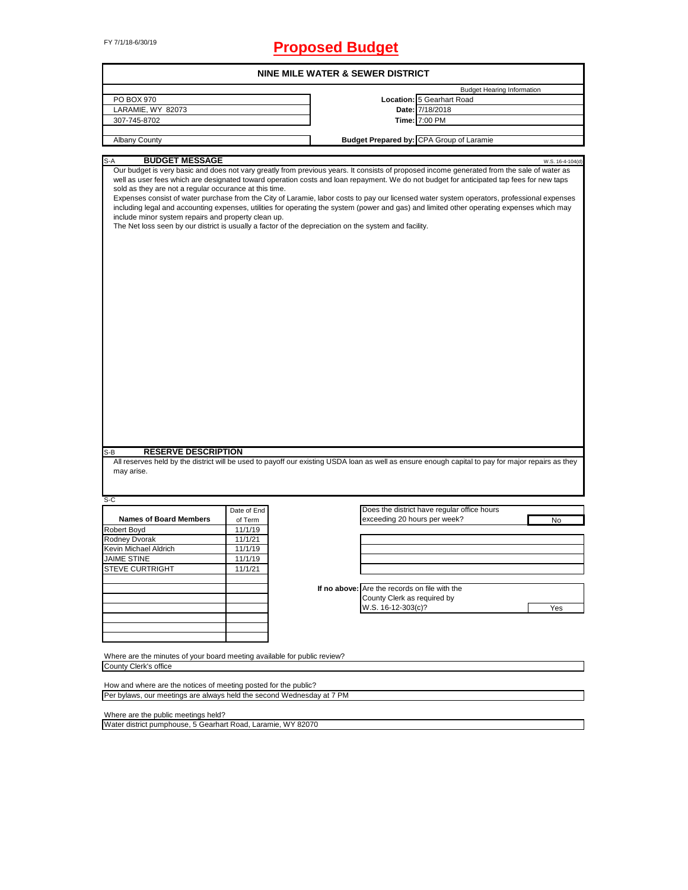FY 7/1/18-6/30/19

# Proposed Budget

## NINE MILE WATER & SEWER DISTRICT

| | | |
|---|---|---|
| | | Budget Hearing Information |
| PO BOX 970 | Location: | 5 Gearhart Road |
| LARAMIE, WY 82073 | Date: | 7/18/2018 |
| 307-745-8702 | Time: | 7:00 PM |
| Albany County | Budget Prepared by: | CPA Group of Laramie |

### S-A BUDGET MESSAGE

W.S. 16-4-104(d)

Our budget is very basic and does not vary greatly from previous years. It consists of proposed income generated from the sale of water as well as user fees which are designated toward operation costs and loan repayment. We do not budget for anticipated tap fees for new taps sold as they are not a regular occurance at this time.

Expenses consist of water purchase from the City of Laramie, labor costs to pay our licensed water system operators, professional expenses including legal and accounting expenses, utilities for operating the system (power and gas) and limited other operating expenses which may include minor system repairs and property clean up.

The Net loss seen by our district is usually a factor of the depreciation on the system and facility.

### S-B RESERVE DESCRIPTION

All reserves held by the district will be used to payoff our existing USDA loan as well as ensure enough capital to pay for major repairs as they may arise.

### S-C

| Names of Board Members | Date of End of Term |
|---|---|
| Robert Boyd | 11/1/19 |
| Rodney Dvorak | 11/1/21 |
| Kevin Michael Aldrich | 11/1/19 |
| JAIME STINE | 11/1/19 |
| STEVE CURTRIGHT | 11/1/21 |

Does the district have regular office hours exceeding 20 hours per week? **No**

If no above: Are the records on file with the County Clerk as required by W.S. 16-12-303(c)? **Yes**

Where are the minutes of your board meeting available for public review?
County Clerk's office

How and where are the notices of meeting posted for the public?
Per bylaws, our meetings are always held the second Wednesday at 7 PM

Where are the public meetings held?
Water district pumphouse, 5 Gearhart Road, Laramie, WY 82070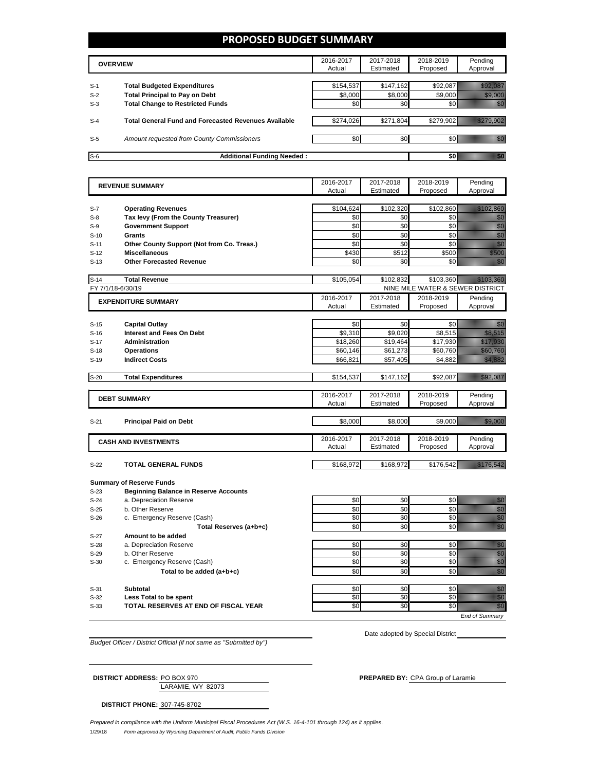# PROPOSED BUDGET SUMMARY

| | OVERVIEW | 2016-2017 Actual | 2017-2018 Estimated | 2018-2019 Proposed | Pending Approval |
|---|---|---|---|---|---|
| S-1 | **Total Budgeted Expenditures** | $154,537 | $147,162 | $92,087 | $92,087 |
| S-2 | **Total Principal to Pay on Debt** | $8,000 | $8,000 | $9,000 | $9,000 |
| S-3 | **Total Change to Restricted Funds** | $0 | $0 | $0 | $0 |
| S-4 | **Total General Fund and Forecasted Revenues Available** | $274,026 | $271,804 | $279,902 | $279,902 |
| S-5 | *Amount requested from County Commissioners* | $0 | $0 | $0 | $0 |
| S-6 | **Additional Funding Needed :** | | | **$0** | **$0** |

| | REVENUE SUMMARY | 2016-2017 Actual | 2017-2018 Estimated | 2018-2019 Proposed | Pending Approval |
|---|---|---|---|---|---|
| S-7 | **Operating Revenues** | $104,624 | $102,320 | $102,860 | $102,860 |
| S-8 | **Tax levy (From the County Treasurer)** | $0 | $0 | $0 | $0 |
| S-9 | **Government Support** | $0 | $0 | $0 | $0 |
| S-10 | **Grants** | $0 | $0 | $0 | $0 |
| S-11 | **Other County Support (Not from Co. Treas.)** | $0 | $0 | $0 | $0 |
| S-12 | **Miscellaneous** | $430 | $512 | $500 | $500 |
| S-13 | **Other Forecasted Revenue** | $0 | $0 | $0 | $0 |
| S-14 | **Total Revenue** | $105,054 | $102,832 | $103,360 | $103,360 |

FY 7/1/18-6/30/19 — NINE MILE WATER & SEWER DISTRICT

| | EXPENDITURE SUMMARY | 2016-2017 Actual | 2017-2018 Estimated | 2018-2019 Proposed | Pending Approval |
|---|---|---|---|---|---|
| S-15 | **Capital Outlay** | $0 | $0 | $0 | $0 |
| S-16 | **Interest and Fees On Debt** | $9,310 | $9,020 | $8,515 | $8,515 |
| S-17 | **Administration** | $18,260 | $19,464 | $17,930 | $17,930 |
| S-18 | **Operations** | $60,146 | $61,273 | $60,760 | $60,760 |
| S-19 | **Indirect Costs** | $66,821 | $57,405 | $4,882 | $4,882 |
| S-20 | **Total Expenditures** | $154,537 | $147,162 | $92,087 | $92,087 |

| | DEBT SUMMARY | 2016-2017 Actual | 2017-2018 Estimated | 2018-2019 Proposed | Pending Approval |
|---|---|---|---|---|---|
| S-21 | **Principal Paid on Debt** | $8,000 | $8,000 | $9,000 | $9,000 |

| | CASH AND INVESTMENTS | 2016-2017 Actual | 2017-2018 Estimated | 2018-2019 Proposed | Pending Approval |
|---|---|---|---|---|---|
| S-22 | **TOTAL GENERAL FUNDS** | $168,972 | $168,972 | $176,542 | $176,542 |
| | **Summary of Reserve Funds** | | | | |
| S-23 | **Beginning Balance in Reserve Accounts** | | | | |
| S-24 | a. Depreciation Reserve | $0 | $0 | $0 | $0 |
| S-25 | b. Other Reserve | $0 | $0 | $0 | $0 |
| S-26 | c. Emergency Reserve (Cash) | $0 | $0 | $0 | $0 |
| | **Total Reserves (a+b+c)** | $0 | $0 | $0 | $0 |
| S-27 | **Amount to be added** | | | | |
| S-28 | a. Depreciation Reserve | $0 | $0 | $0 | $0 |
| S-29 | b. Other Reserve | $0 | $0 | $0 | $0 |
| S-30 | c. Emergency Reserve (Cash) | $0 | $0 | $0 | $0 |
| | **Total to be added (a+b+c)** | $0 | $0 | $0 | $0 |
| S-31 | **Subtotal** | $0 | $0 | $0 | $0 |
| S-32 | **Less Total to be spent** | $0 | $0 | $0 | $0 |
| S-33 | **TOTAL RESERVES AT END OF FISCAL YEAR** | $0 | $0 | $0 | $0 |

*End of Summary*

*Budget Officer / District Official (if not same as "Submitted by")*

Date adopted by Special District

**DISTRICT ADDRESS:** PO BOX 970
LARAMIE, WY 82073

**PREPARED BY:** CPA Group of Laramie

**DISTRICT PHONE:** 307-745-8702

*Prepared in compliance with the Uniform Municipal Fiscal Procedures Act (W.S. 16-4-101 through 124) as it applies.*

1/29/18 *Form approved by Wyoming Department of Audit, Public Funds Division*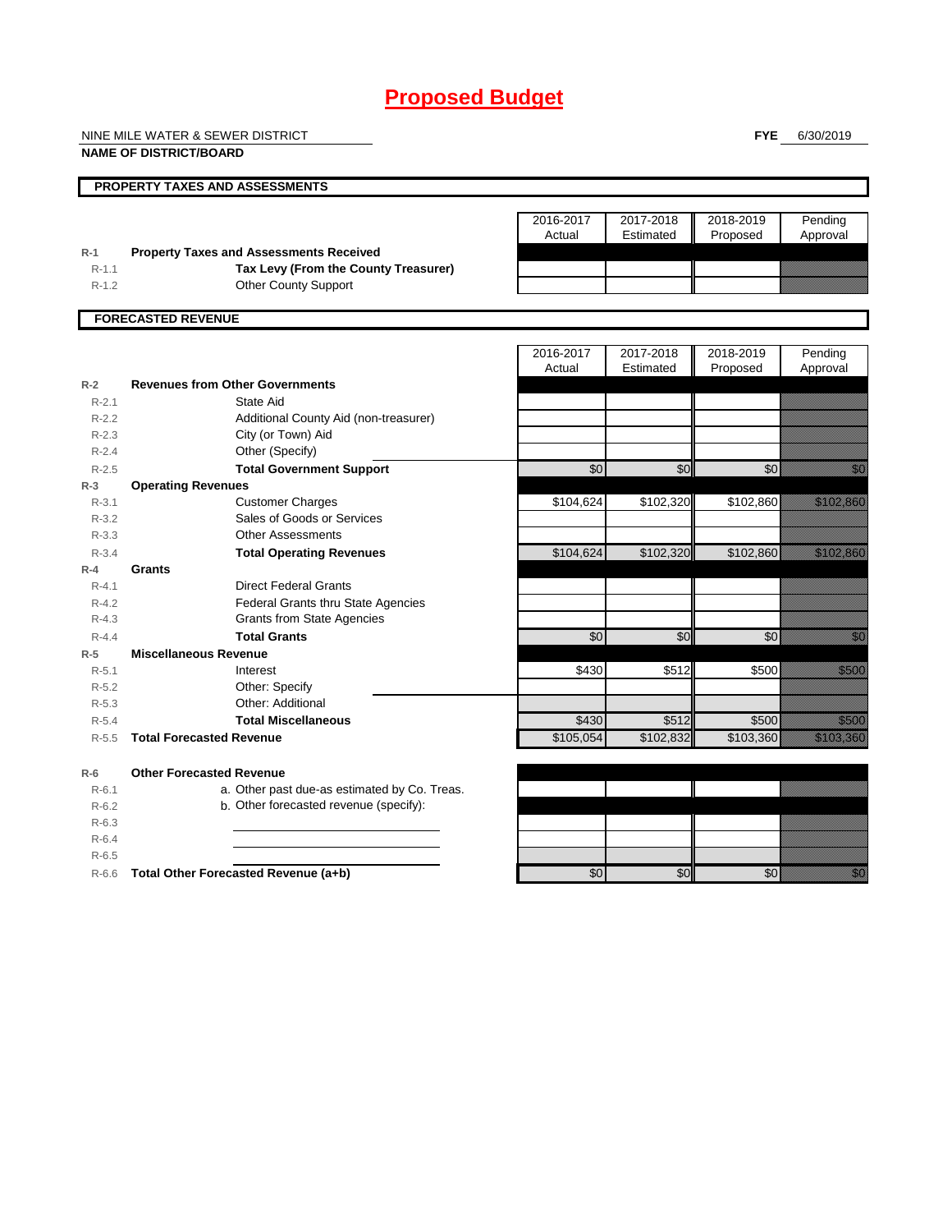# Proposed Budget

NINE MILE WATER & SEWER DISTRICT

**NAME OF DISTRICT/BOARD**

**FYE** 6/30/2019

## PROPERTY TAXES AND ASSESSMENTS

| | | 2016-2017 Actual | 2017-2018 Estimated | 2018-2019 Proposed | Pending Approval |
|---|---|---|---|---|---|
| R-1 | **Property Taxes and Assessments Received** | | | | |
| R-1.1 | **Tax Levy (From the County Treasurer)** | | | | |
| R-1.2 | Other County Support | | | | |

## FORECASTED REVENUE

| | | 2016-2017 Actual | 2017-2018 Estimated | 2018-2019 Proposed | Pending Approval |
|---|---|---|---|---|---|
| R-2 | **Revenues from Other Governments** | | | | |
| R-2.1 | State Aid | | | | |
| R-2.2 | Additional County Aid (non-treasurer) | | | | |
| R-2.3 | City (or Town) Aid | | | | |
| R-2.4 | Other (Specify) | | | | |
| R-2.5 | **Total Government Support** | $0 | $0 | $0 | $0 |
| R-3 | **Operating Revenues** | | | | |
| R-3.1 | Customer Charges | $104,624 | $102,320 | $102,860 | $102,860 |
| R-3.2 | Sales of Goods or Services | | | | |
| R-3.3 | Other Assessments | | | | |
| R-3.4 | **Total Operating Revenues** | $104,624 | $102,320 | $102,860 | $102,860 |
| R-4 | **Grants** | | | | |
| R-4.1 | Direct Federal Grants | | | | |
| R-4.2 | Federal Grants thru State Agencies | | | | |
| R-4.3 | Grants from State Agencies | | | | |
| R-4.4 | **Total Grants** | $0 | $0 | $0 | $0 |
| R-5 | **Miscellaneous Revenue** | | | | |
| R-5.1 | Interest | $430 | $512 | $500 | $500 |
| R-5.2 | Other: Specify | | | | |
| R-5.3 | Other: Additional | | | | |
| R-5.4 | **Total Miscellaneous** | $430 | $512 | $500 | $500 |
| R-5.5 | **Total Forecasted Revenue** | $105,054 | $102,832 | $103,360 | $103,360 |
| R-6 | **Other Forecasted Revenue** | | | | |
| R-6.1 | a. Other past due-as estimated by Co. Treas. | | | | |
| R-6.2 | b. Other forecasted revenue (specify): | | | | |
| R-6.3 | | | | | |
| R-6.4 | | | | | |
| R-6.5 | | | | | |
| R-6.6 | **Total Other Forecasted Revenue (a+b)** | $0 | $0 | $0 | $0 |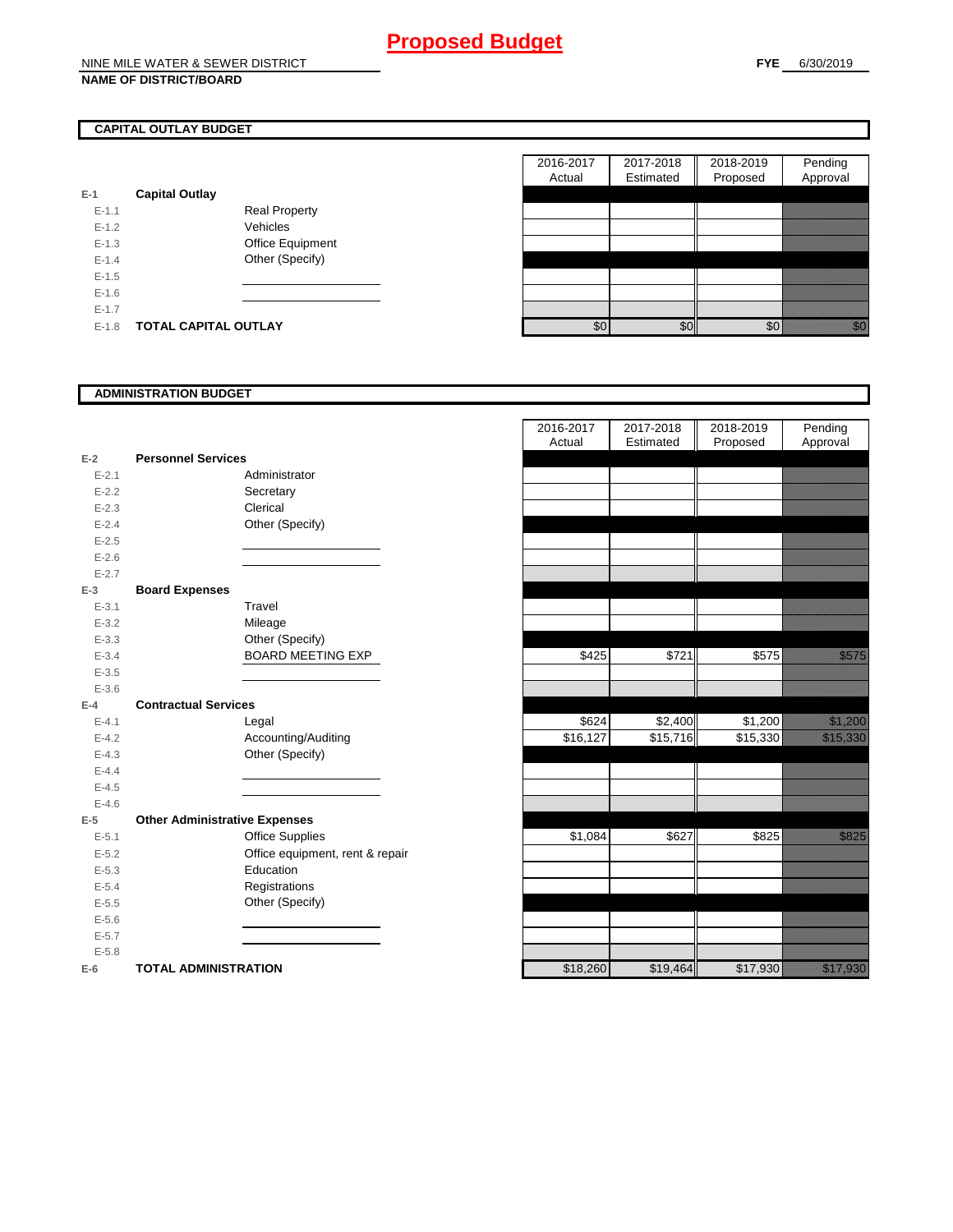# Proposed Budget

NINE MILE WATER & SEWER DISTRICT
**NAME OF DISTRICT/BOARD**

**FYE** 6/30/2019

## CAPITAL OUTLAY BUDGET

| | | | 2016-2017 Actual | 2017-2018 Estimated | 2018-2019 Proposed | Pending Approval |
|---|---|---|---|---|---|---|
| E-1 | **Capital Outlay** | | | | | |
| E-1.1 | | Real Property | | | | |
| E-1.2 | | Vehicles | | | | |
| E-1.3 | | Office Equipment | | | | |
| E-1.4 | | Other (Specify) | | | | |
| E-1.5 | | | | | | |
| E-1.6 | | | | | | |
| E-1.7 | | | | | | |
| E-1.8 | **TOTAL CAPITAL OUTLAY** | | $0 | $0 | $0 | $0 |

## ADMINISTRATION BUDGET

| | | | 2016-2017 Actual | 2017-2018 Estimated | 2018-2019 Proposed | Pending Approval |
|---|---|---|---|---|---|---|
| E-2 | **Personnel Services** | | | | | |
| E-2.1 | | Administrator | | | | |
| E-2.2 | | Secretary | | | | |
| E-2.3 | | Clerical | | | | |
| E-2.4 | | Other (Specify) | | | | |
| E-2.5 | | | | | | |
| E-2.6 | | | | | | |
| E-2.7 | | | | | | |
| E-3 | **Board Expenses** | | | | | |
| E-3.1 | | Travel | | | | |
| E-3.2 | | Mileage | | | | |
| E-3.3 | | Other (Specify) | | | | |
| E-3.4 | | BOARD MEETING EXP | $425 | $721 | $575 | $575 |
| E-3.5 | | | | | | |
| E-3.6 | | | | | | |
| E-4 | **Contractual Services** | | | | | |
| E-4.1 | | Legal | $624 | $2,400 | $1,200 | $1,200 |
| E-4.2 | | Accounting/Auditing | $16,127 | $15,716 | $15,330 | $15,330 |
| E-4.3 | | Other (Specify) | | | | |
| E-4.4 | | | | | | |
| E-4.5 | | | | | | |
| E-4.6 | | | | | | |
| E-5 | **Other Administrative Expenses** | | | | | |
| E-5.1 | | Office Supplies | $1,084 | $627 | $825 | $825 |
| E-5.2 | | Office equipment, rent & repair | | | | |
| E-5.3 | | Education | | | | |
| E-5.4 | | Registrations | | | | |
| E-5.5 | | Other (Specify) | | | | |
| E-5.6 | | | | | | |
| E-5.7 | | | | | | |
| E-5.8 | | | | | | |
| E-6 | **TOTAL ADMINISTRATION** | | $18,260 | $19,464 | $17,930 | $17,930 |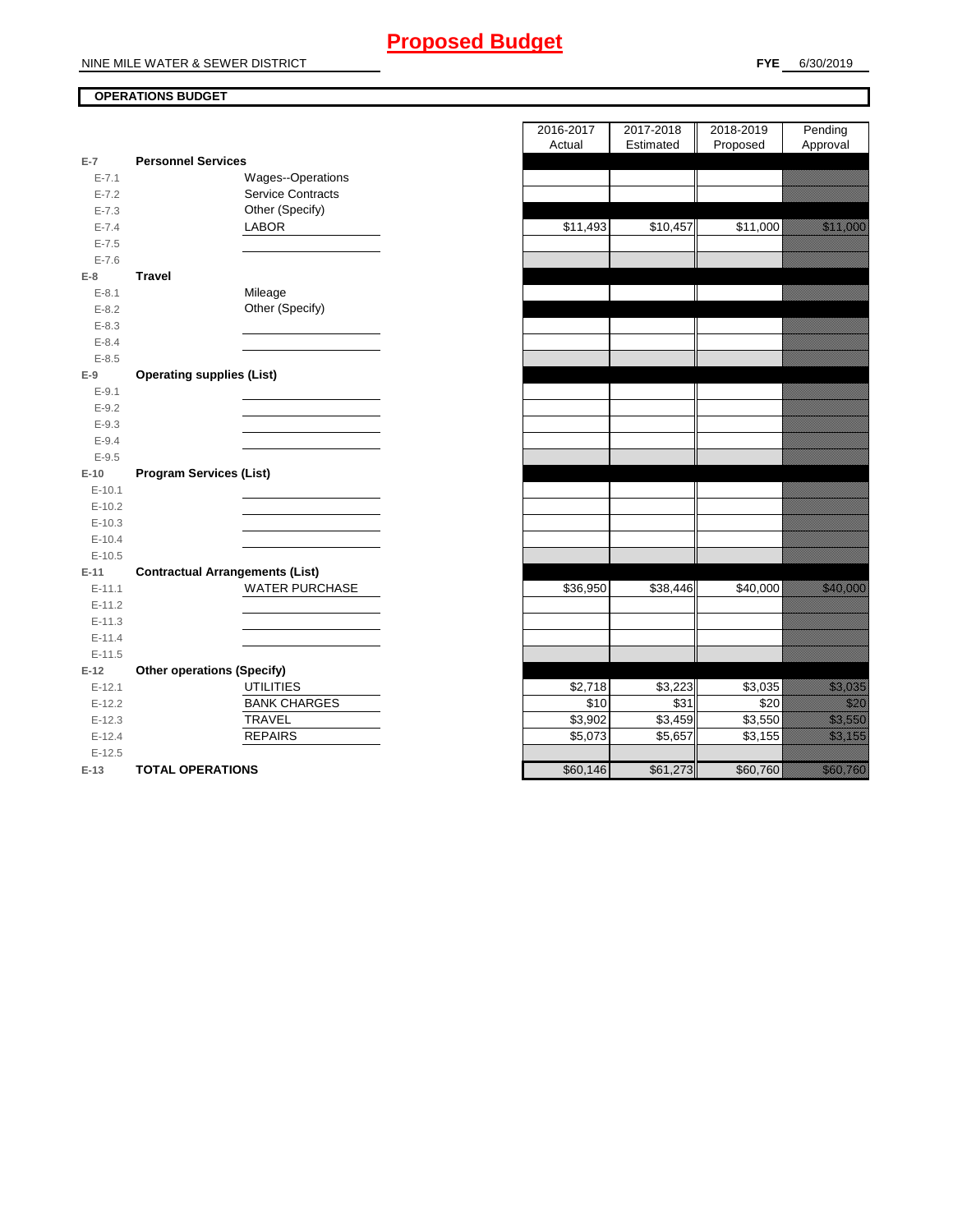# Proposed Budget

NINE MILE WATER & SEWER DISTRICT

**FYE** 6/30/2019

**OPERATIONS BUDGET**

| | | 2016-2017 Actual | 2017-2018 Estimated | 2018-2019 Proposed | Pending Approval |
|---|---|---|---|---|---|
| **E-7** | **Personnel Services** | | | | |
| E-7.1 | Wages--Operations | | | | |
| E-7.2 | Service Contracts | | | | |
| E-7.3 | Other (Specify) | | | | |
| E-7.4 | LABOR | $11,493 | $10,457 | $11,000 | $11,000 |
| E-7.5 | | | | | |
| E-7.6 | | | | | |
| **E-8** | **Travel** | | | | |
| E-8.1 | Mileage | | | | |
| E-8.2 | Other (Specify) | | | | |
| E-8.3 | | | | | |
| E-8.4 | | | | | |
| E-8.5 | | | | | |
| **E-9** | **Operating supplies (List)** | | | | |
| E-9.1 | | | | | |
| E-9.2 | | | | | |
| E-9.3 | | | | | |
| E-9.4 | | | | | |
| E-9.5 | | | | | |
| **E-10** | **Program Services (List)** | | | | |
| E-10.1 | | | | | |
| E-10.2 | | | | | |
| E-10.3 | | | | | |
| E-10.4 | | | | | |
| E-10.5 | | | | | |
| **E-11** | **Contractual Arrangements (List)** | | | | |
| E-11.1 | WATER PURCHASE | $36,950 | $38,446 | $40,000 | $40,000 |
| E-11.2 | | | | | |
| E-11.3 | | | | | |
| E-11.4 | | | | | |
| E-11.5 | | | | | |
| **E-12** | **Other operations (Specify)** | | | | |
| E-12.1 | UTILITIES | $2,718 | $3,223 | $3,035 | $3,035 |
| E-12.2 | BANK CHARGES | $10 | $31 | $20 | $20 |
| E-12.3 | TRAVEL | $3,902 | $3,459 | $3,550 | $3,550 |
| E-12.4 | REPAIRS | $5,073 | $5,657 | $3,155 | $3,155 |
| E-12.5 | | | | | |
| **E-13** | **TOTAL OPERATIONS** | $60,146 | $61,273 | $60,760 | $60,760 |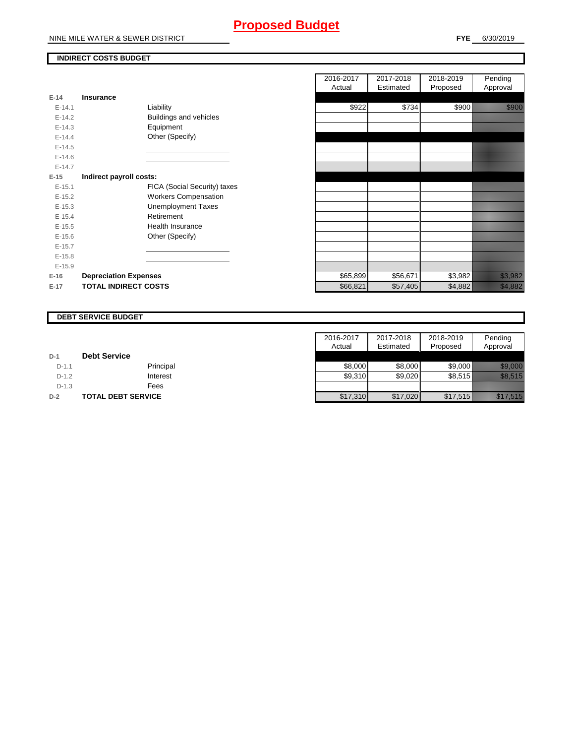# Proposed Budget

NINE MILE WATER & SEWER DISTRICT

**FYE** 6/30/2019

## INDIRECT COSTS BUDGET

| | | | 2016-2017 Actual | 2017-2018 Estimated | 2018-2019 Proposed | Pending Approval |
|---|---|---|---|---|---|---|
| E-14 | **Insurance** | | | | | |
| E-14.1 | | Liability | $922 | $734 | $900 | $900 |
| E-14.2 | | Buildings and vehicles | | | | |
| E-14.3 | | Equipment | | | | |
| E-14.4 | | Other (Specify) | | | | |
| E-14.5 | | | | | | |
| E-14.6 | | | | | | |
| E-14.7 | | | | | | |
| E-15 | **Indirect payroll costs:** | | | | | |
| E-15.1 | | FICA (Social Security) taxes | | | | |
| E-15.2 | | Workers Compensation | | | | |
| E-15.3 | | Unemployment Taxes | | | | |
| E-15.4 | | Retirement | | | | |
| E-15.5 | | Health Insurance | | | | |
| E-15.6 | | Other (Specify) | | | | |
| E-15.7 | | | | | | |
| E-15.8 | | | | | | |
| E-15.9 | | | | | | |
| E-16 | **Depreciation Expenses** | | $65,899 | $56,671 | $3,982 | $3,982 |
| E-17 | **TOTAL INDIRECT COSTS** | | $66,821 | $57,405 | $4,882 | $4,882 |

## DEBT SERVICE BUDGET

| | | | 2016-2017 Actual | 2017-2018 Estimated | 2018-2019 Proposed | Pending Approval |
|---|---|---|---|---|---|---|
| D-1 | **Debt Service** | | | | | |
| D-1.1 | | Principal | $8,000 | $8,000 | $9,000 | $9,000 |
| D-1.2 | | Interest | $9,310 | $9,020 | $8,515 | $8,515 |
| D-1.3 | | Fees | | | | |
| D-2 | **TOTAL DEBT SERVICE** | | $17,310 | $17,020 | $17,515 | $17,515 |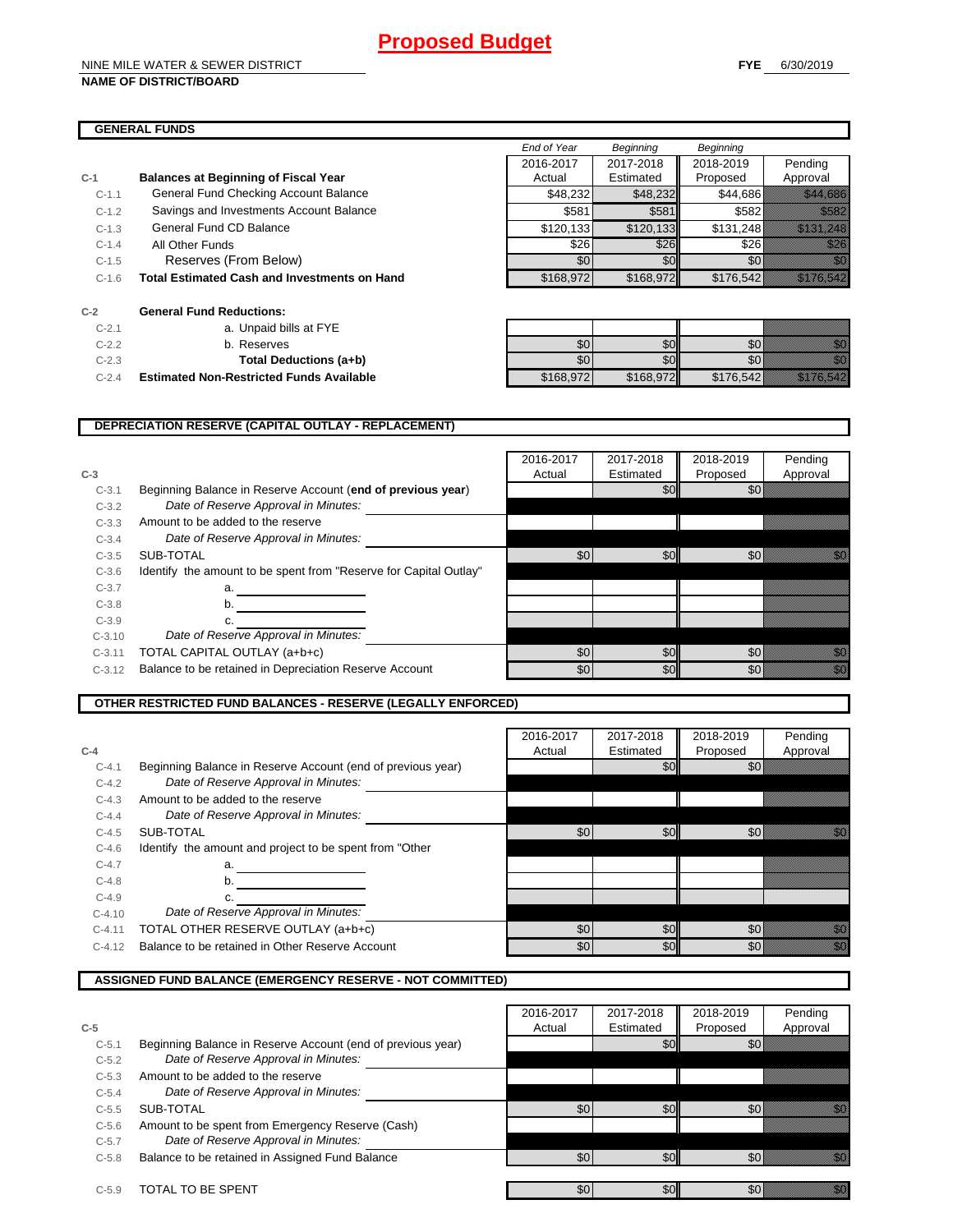# Proposed Budget

NINE MILE WATER & SEWER DISTRICT

**NAME OF DISTRICT/BOARD**

**FYE** 6/30/2019

## GENERAL FUNDS

| | | End of Year 2016-2017 Actual | Beginning 2017-2018 Estimated | Beginning 2018-2019 Proposed | Pending Approval |
|---|---|---|---|---|---|
| **C-1** | **Balances at Beginning of Fiscal Year** | | | | |
| C-1.1 | General Fund Checking Account Balance | $48,232 | $48,232 | $44,686 | $44,686 |
| C-1.2 | Savings and Investments Account Balance | $581 | $581 | $582 | $582 |
| C-1.3 | General Fund CD Balance | $120,133 | $120,133 | $131,248 | $131,248 |
| C-1.4 | All Other Funds | $26 | $26 | $26 | $26 |
| C-1.5 | Reserves (From Below) | $0 | $0 | $0 | $0 |
| C-1.6 | **Total Estimated Cash and Investments on Hand** | $168,972 | $168,972 | $176,542 | $176,542 |
| **C-2** | **General Fund Reductions:** | | | | |
| C-2.1 | a. Unpaid bills at FYE | | | | |
| C-2.2 | b. Reserves | $0 | $0 | $0 | $0 |
| C-2.3 | **Total Deductions (a+b)** | $0 | $0 | $0 | $0 |
| C-2.4 | **Estimated Non-Restricted Funds Available** | $168,972 | $168,972 | $176,542 | $176,542 |

## DEPRECIATION RESERVE (CAPITAL OUTLAY - REPLACEMENT)

| **C-3** | | 2016-2017 Actual | 2017-2018 Estimated | 2018-2019 Proposed | Pending Approval |
|---|---|---|---|---|---|
| C-3.1 | Beginning Balance in Reserve Account (**end of previous year**) | | $0 | $0 | |
| C-3.2 | *Date of Reserve Approval in Minutes:* | | | | |
| C-3.3 | Amount to be added to the reserve | | | | |
| C-3.4 | *Date of Reserve Approval in Minutes:* | | | | |
| C-3.5 | SUB-TOTAL | $0 | $0 | $0 | $0 |
| C-3.6 | Identify the amount to be spent from "Reserve for Capital Outlay" | | | | |
| C-3.7 | a. | | | | |
| C-3.8 | b. | | | | |
| C-3.9 | c. | | | | |
| C-3.10 | *Date of Reserve Approval in Minutes:* | | | | |
| C-3.11 | TOTAL CAPITAL OUTLAY (a+b+c) | $0 | $0 | $0 | $0 |
| C-3.12 | Balance to be retained in Depreciation Reserve Account | $0 | $0 | $0 | $0 |

## OTHER RESTRICTED FUND BALANCES - RESERVE (LEGALLY ENFORCED)

| **C-4** | | 2016-2017 Actual | 2017-2018 Estimated | 2018-2019 Proposed | Pending Approval |
|---|---|---|---|---|---|
| C-4.1 | Beginning Balance in Reserve Account (end of previous year) | | $0 | $0 | |
| C-4.2 | *Date of Reserve Approval in Minutes:* | | | | |
| C-4.3 | Amount to be added to the reserve | | | | |
| C-4.4 | *Date of Reserve Approval in Minutes:* | | | | |
| C-4.5 | SUB-TOTAL | $0 | $0 | $0 | $0 |
| C-4.6 | Identify the amount and project to be spent from "Other | | | | |
| C-4.7 | a. | | | | |
| C-4.8 | b. | | | | |
| C-4.9 | c. | | | | |
| C-4.10 | *Date of Reserve Approval in Minutes:* | | | | |
| C-4.11 | TOTAL OTHER RESERVE OUTLAY (a+b+c) | $0 | $0 | $0 | $0 |
| C-4.12 | Balance to be retained in Other Reserve Account | $0 | $0 | $0 | $0 |

## ASSIGNED FUND BALANCE (EMERGENCY RESERVE - NOT COMMITTED)

| **C-5** | | 2016-2017 Actual | 2017-2018 Estimated | 2018-2019 Proposed | Pending Approval |
|---|---|---|---|---|---|
| C-5.1 | Beginning Balance in Reserve Account (end of previous year) | | $0 | $0 | |
| C-5.2 | *Date of Reserve Approval in Minutes:* | | | | |
| C-5.3 | Amount to be added to the reserve | | | | |
| C-5.4 | *Date of Reserve Approval in Minutes:* | | | | |
| C-5.5 | SUB-TOTAL | $0 | $0 | $0 | $0 |
| C-5.6 | Amount to be spent from Emergency Reserve (Cash) | | | | |
| C-5.7 | *Date of Reserve Approval in Minutes:* | | | | |
| C-5.8 | Balance to be retained in Assigned Fund Balance | $0 | $0 | $0 | $0 |
| C-5.9 | TOTAL TO BE SPENT | $0 | $0 | $0 | $0 |